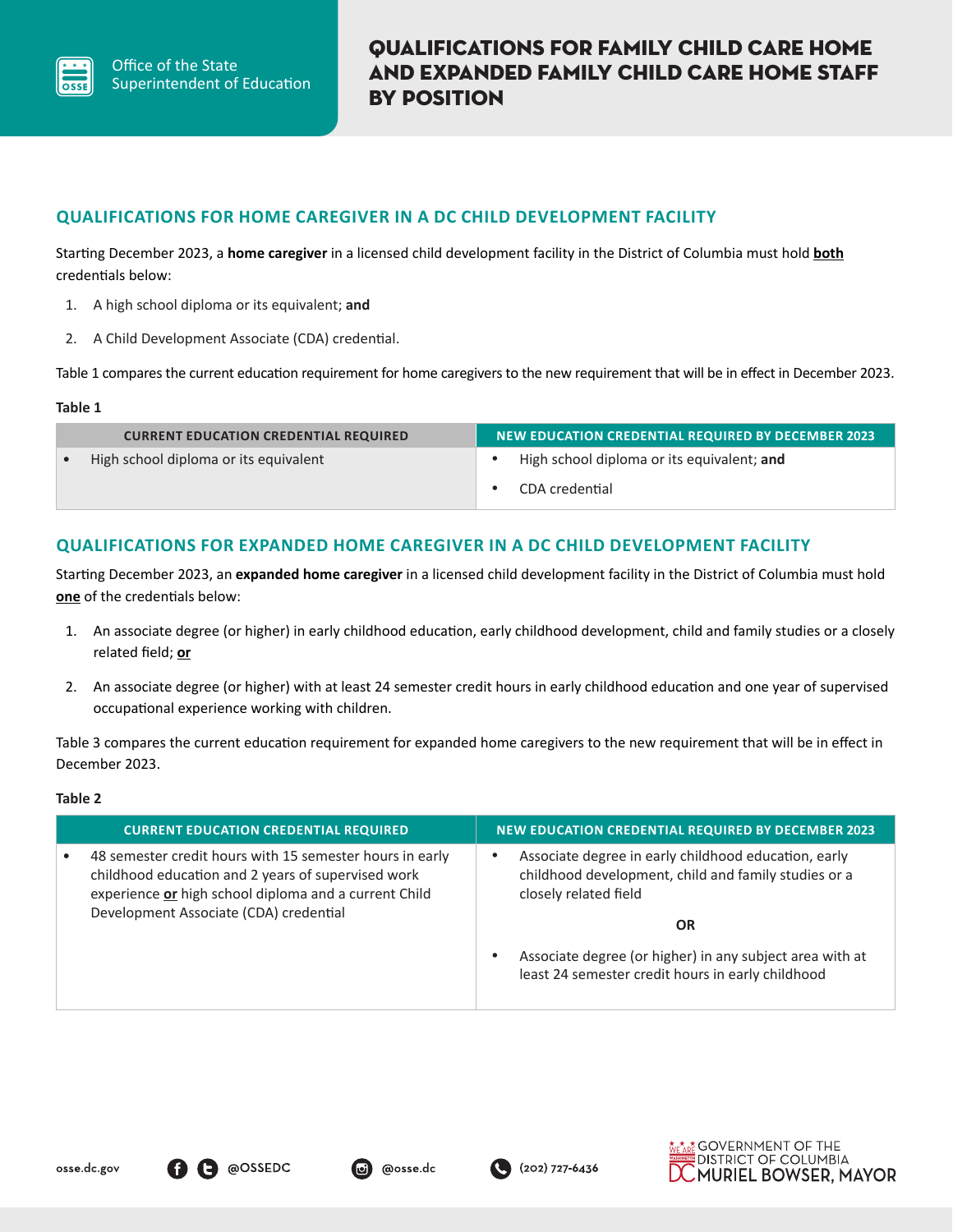Office of the State Superintendent of Education

# QUALIFICATIONS FOR FAMILY CHILD CARE HOME AND EXPANDED FAMILY CHILD CARE HOME STAFF BY POSITION

## QUALIFICATIONS FOR HOME CAREGIVER IN A DC CHILD DEVELOPMENT FACILITY

Starting December 2023, a **home caregiver** in a licensed child development facility in the District of Columbia must hold **both** credentials below:

1. A high school diploma or its equivalent; **and**
2. A Child Development Associate (CDA) credential.

Table 1 compares the current education requirement for home caregivers to the new requirement that will be in effect in December 2023.

**Table 1**

| CURRENT EDUCATION CREDENTIAL REQUIRED | NEW EDUCATION CREDENTIAL REQUIRED BY DECEMBER 2023 |
|---|---|
| • High school diploma or its equivalent | • High school diploma or its equivalent; **and**<br>• CDA credential |

## QUALIFICATIONS FOR EXPANDED HOME CAREGIVER IN A DC CHILD DEVELOPMENT FACILITY

Starting December 2023, an **expanded home caregiver** in a licensed child development facility in the District of Columbia must hold **one** of the credentials below:

1. An associate degree (or higher) in early childhood education, early childhood development, child and family studies or a closely related field; **or**
2. An associate degree (or higher) with at least 24 semester credit hours in early childhood education and one year of supervised occupational experience working with children.

Table 3 compares the current education requirement for expanded home caregivers to the new requirement that will be in effect in December 2023.

**Table 2**

| CURRENT EDUCATION CREDENTIAL REQUIRED | NEW EDUCATION CREDENTIAL REQUIRED BY DECEMBER 2023 |
|---|---|
| • 48 semester credit hours with 15 semester hours in early childhood education and 2 years of supervised work experience **or** high school diploma and a current Child Development Associate (CDA) credential | • Associate degree in early childhood education, early childhood development, child and family studies or a closely related field<br>**OR**<br>• Associate degree (or higher) in any subject area with at least 24 semester credit hours in early childhood |

osse.dc.gov @OSSEDC @osse.dc (202) 727-6436

GOVERNMENT OF THE DISTRICT OF COLUMBIA MURIEL BOWSER, MAYOR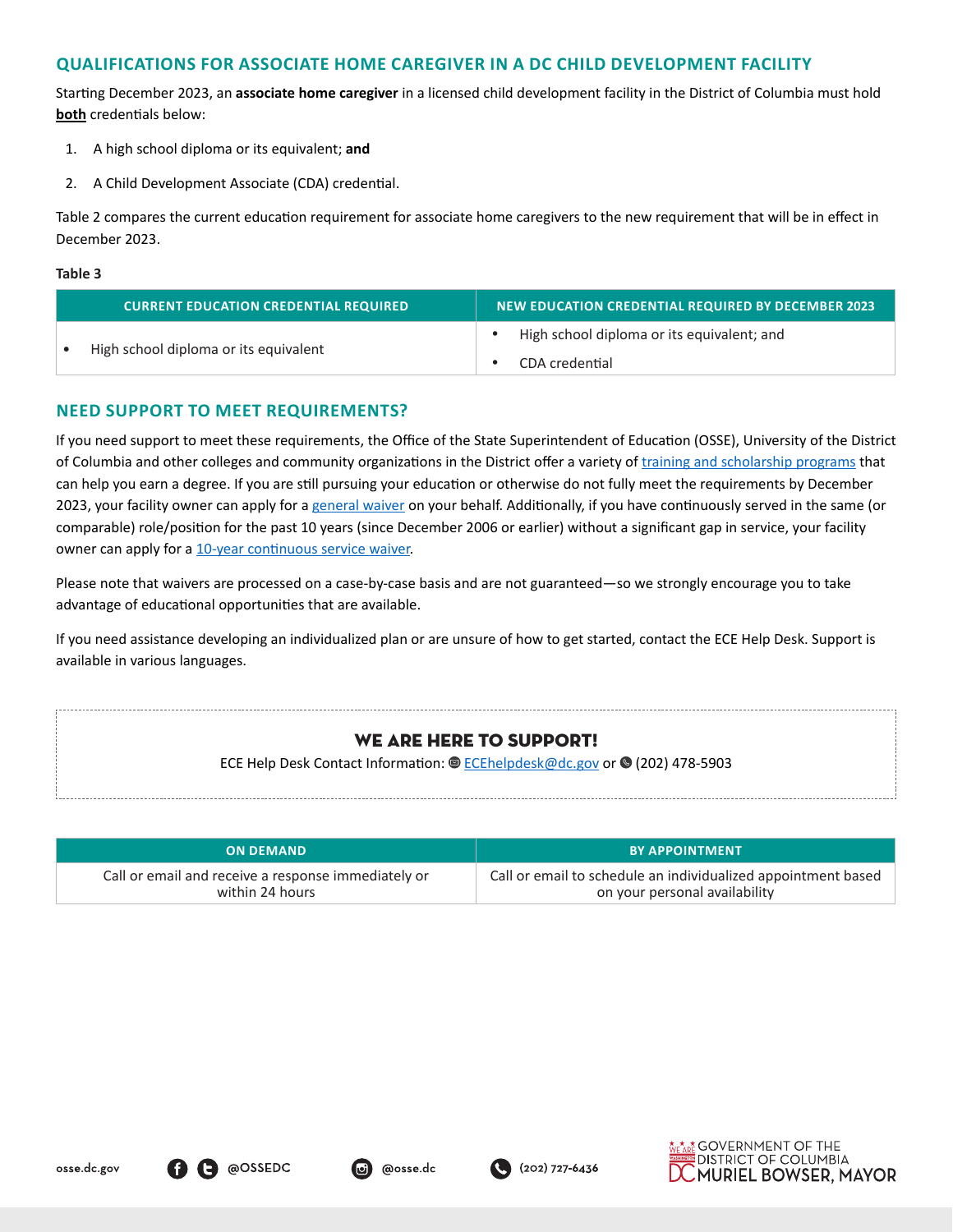## QUALIFICATIONS FOR ASSOCIATE HOME CAREGIVER IN A DC CHILD DEVELOPMENT FACILITY

Starting December 2023, an **associate home caregiver** in a licensed child development facility in the District of Columbia must hold **both** credentials below:

1. A high school diploma or its equivalent; **and**
2. A Child Development Associate (CDA) credential.

Table 2 compares the current education requirement for associate home caregivers to the new requirement that will be in effect in December 2023.

**Table 3**

| CURRENT EDUCATION CREDENTIAL REQUIRED | NEW EDUCATION CREDENTIAL REQUIRED BY DECEMBER 2023 |
|---|---|
| • High school diploma or its equivalent | • High school diploma or its equivalent; and<br>• CDA credential |

## NEED SUPPORT TO MEET REQUIREMENTS?

If you need support to meet these requirements, the Office of the State Superintendent of Education (OSSE), University of the District of Columbia and other colleges and community organizations in the District offer a variety of training and scholarship programs that can help you earn a degree. If you are still pursuing your education or otherwise do not fully meet the requirements by December 2023, your facility owner can apply for a general waiver on your behalf. Additionally, if you have continuously served in the same (or comparable) role/position for the past 10 years (since December 2006 or earlier) without a significant gap in service, your facility owner can apply for a 10-year continuous service waiver.

Please note that waivers are processed on a case-by-case basis and are not guaranteed—so we strongly encourage you to take advantage of educational opportunities that are available.

If you need assistance developing an individualized plan or are unsure of how to get started, contact the ECE Help Desk. Support is available in various languages.

### WE ARE HERE TO SUPPORT!

ECE Help Desk Contact Information: ECEhelpdesk@dc.gov or (202) 478-5903

| ON DEMAND | BY APPOINTMENT |
|---|---|
| Call or email and receive a response immediately or within 24 hours | Call or email to schedule an individualized appointment based on your personal availability |

osse.dc.gov @OSSEDC @osse.dc (202) 727-6436

GOVERNMENT OF THE DISTRICT OF COLUMBIA MURIEL BOWSER, MAYOR